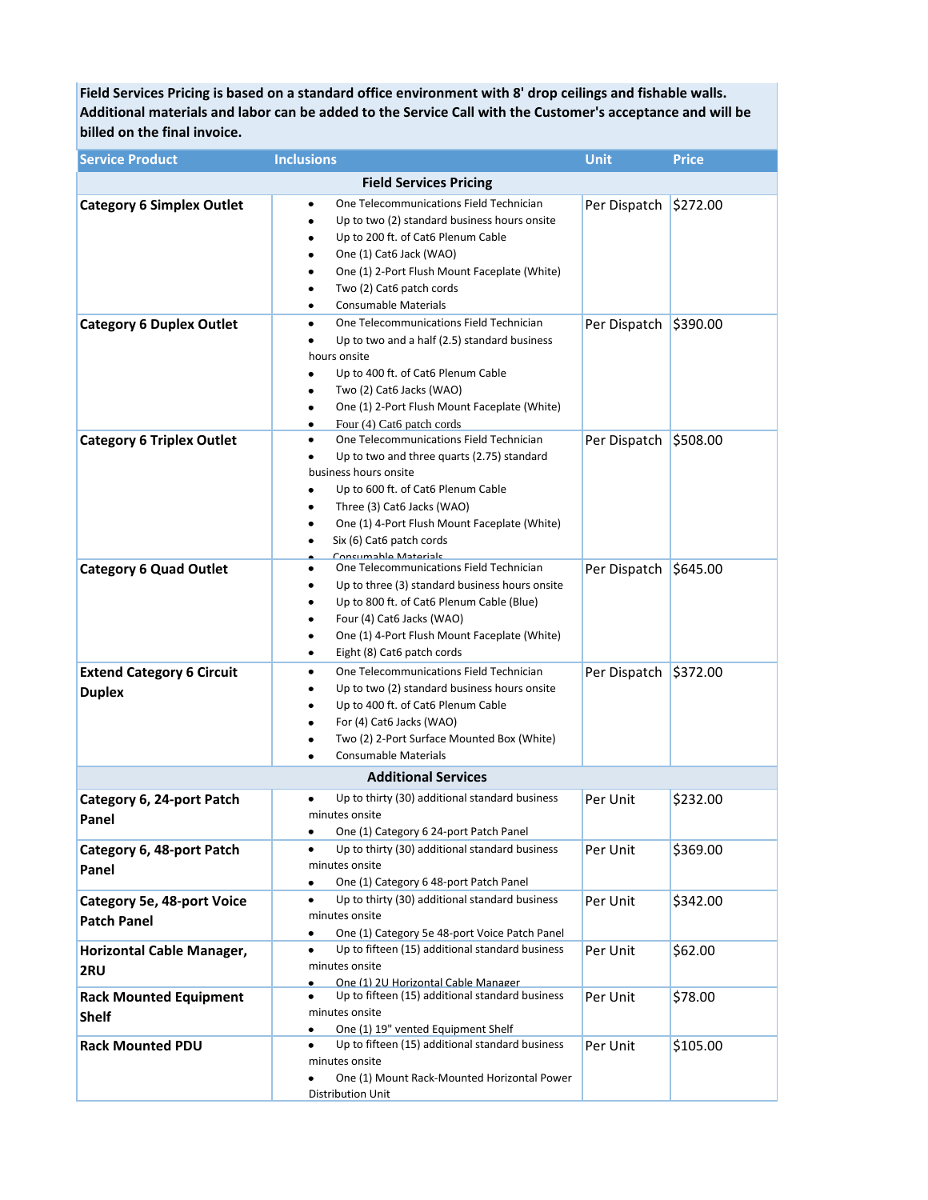**Field Services Pricing is based on a standard office environment with 8' drop ceilings and fishable walls. Additional materials and labor can be added to the Service Call with the Customer's acceptance and will be billed on the final invoice.**

| Service Product | Inclusions | Unit | Price |
| --- | --- | --- | --- |
| **Field Services Pricing** | | | |
| **Category 6 Simplex Outlet** | • One Telecommunications Field Technician<br>• Up to two (2) standard business hours onsite<br>• Up to 200 ft. of Cat6 Plenum Cable<br>• One (1) Cat6 Jack (WAO)<br>• One (1) 2-Port Flush Mount Faceplate (White)<br>• Two (2) Cat6 patch cords<br>• Consumable Materials | Per Dispatch | $272.00 |
| **Category 6 Duplex Outlet** | • One Telecommunications Field Technician<br>• Up to two and a half (2.5) standard business hours onsite<br>• Up to 400 ft. of Cat6 Plenum Cable<br>• Two (2) Cat6 Jacks (WAO)<br>• One (1) 2-Port Flush Mount Faceplate (White)<br>• Four (4) Cat6 patch cords | Per Dispatch | $390.00 |
| **Category 6 Triplex Outlet** | • One Telecommunications Field Technician<br>• Up to two and three quarts (2.75) standard business hours onsite<br>• Up to 600 ft. of Cat6 Plenum Cable<br>• Three (3) Cat6 Jacks (WAO)<br>• One (1) 4-Port Flush Mount Faceplate (White)<br>• Six (6) Cat6 patch cords<br>• Consumable Materials | Per Dispatch | $508.00 |
| **Category 6 Quad Outlet** | • One Telecommunications Field Technician<br>• Up to three (3) standard business hours onsite<br>• Up to 800 ft. of Cat6 Plenum Cable (Blue)<br>• Four (4) Cat6 Jacks (WAO)<br>• One (1) 4-Port Flush Mount Faceplate (White)<br>• Eight (8) Cat6 patch cords | Per Dispatch | $645.00 |
| **Extend Category 6 Circuit Duplex** | • One Telecommunications Field Technician<br>• Up to two (2) standard business hours onsite<br>• Up to 400 ft. of Cat6 Plenum Cable<br>• For (4) Cat6 Jacks (WAO)<br>• Two (2) 2-Port Surface Mounted Box (White)<br>• Consumable Materials | Per Dispatch | $372.00 |
| **Additional Services** | | | |
| **Category 6, 24-port Patch Panel** | • Up to thirty (30) additional standard business minutes onsite<br>• One (1) Category 6 24-port Patch Panel | Per Unit | $232.00 |
| **Category 6, 48-port Patch Panel** | • Up to thirty (30) additional standard business minutes onsite<br>• One (1) Category 6 48-port Patch Panel | Per Unit | $369.00 |
| **Category 5e, 48-port Voice Patch Panel** | • Up to thirty (30) additional standard business minutes onsite<br>• One (1) Category 5e 48-port Voice Patch Panel | Per Unit | $342.00 |
| **Horizontal Cable Manager, 2RU** | • Up to fifteen (15) additional standard business minutes onsite<br>• One (1) 2U Horizontal Cable Manager | Per Unit | $62.00 |
| **Rack Mounted Equipment Shelf** | • Up to fifteen (15) additional standard business minutes onsite<br>• One (1) 19" vented Equipment Shelf | Per Unit | $78.00 |
| **Rack Mounted PDU** | • Up to fifteen (15) additional standard business minutes onsite<br>• One (1) Mount Rack-Mounted Horizontal Power Distribution Unit | Per Unit | $105.00 |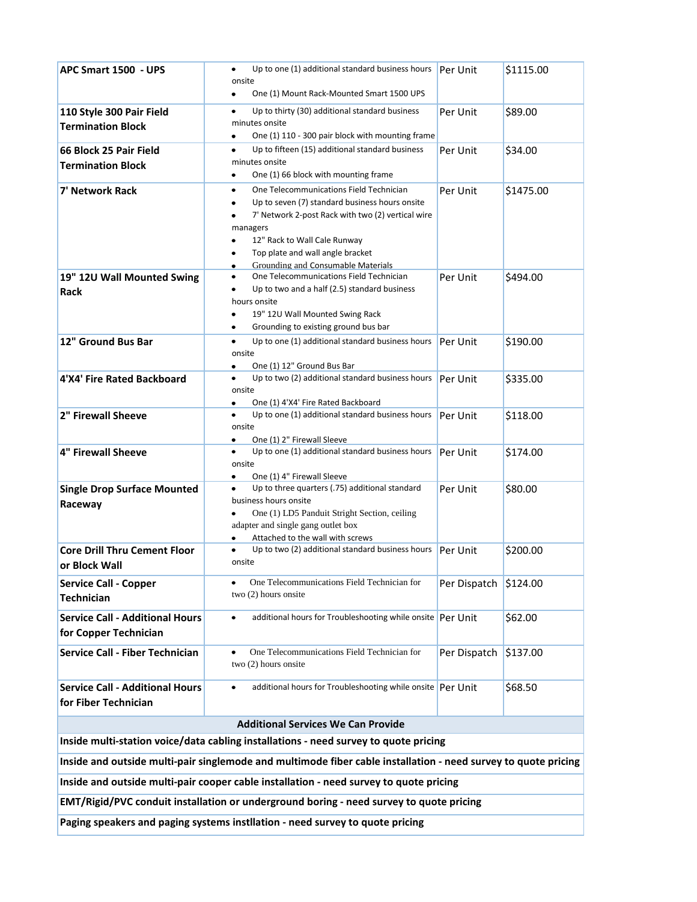| APC Smart 1500 - UPS | • Up to one (1) additional standard business hours onsite<br>• One (1) Mount Rack-Mounted Smart 1500 UPS | Per Unit | $1115.00 |
|---|---|---|---|
| 110 Style 300 Pair Field Termination Block | • Up to thirty (30) additional standard business minutes onsite<br>• One (1) 110 - 300 pair block with mounting frame | Per Unit | $89.00 |
| 66 Block 25 Pair Field Termination Block | • Up to fifteen (15) additional standard business minutes onsite<br>• One (1) 66 block with mounting frame | Per Unit | $34.00 |
| 7' Network Rack | • One Telecommunications Field Technician<br>• Up to seven (7) standard business hours onsite<br>• 7' Network 2-post Rack with two (2) vertical wire managers<br>• 12" Rack to Wall Cale Runway<br>• Top plate and wall angle bracket<br>• Grounding and Consumable Materials | Per Unit | $1475.00 |
| 19" 12U Wall Mounted Swing Rack | • One Telecommunications Field Technician<br>• Up to two and a half (2.5) standard business hours onsite<br>• 19" 12U Wall Mounted Swing Rack<br>• Grounding to existing ground bus bar | Per Unit | $494.00 |
| 12" Ground Bus Bar | • Up to one (1) additional standard business hours onsite<br>• One (1) 12" Ground Bus Bar | Per Unit | $190.00 |
| 4'X4' Fire Rated Backboard | • Up to two (2) additional standard business hours onsite<br>• One (1) 4'X4' Fire Rated Backboard | Per Unit | $335.00 |
| 2" Firewall Sheeve | • Up to one (1) additional standard business hours onsite<br>• One (1) 2" Firewall Sleeve | Per Unit | $118.00 |
| 4" Firewall Sheeve | • Up to one (1) additional standard business hours onsite<br>• One (1) 4" Firewall Sleeve | Per Unit | $174.00 |
| Single Drop Surface Mounted Raceway | • Up to three quarters (.75) additional standard business hours onsite<br>• One (1) LD5 Panduit Stright Section, ceiling adapter and single gang outlet box<br>• Attached to the wall with screws | Per Unit | $80.00 |
| Core Drill Thru Cement Floor or Block Wall | • Up to two (2) additional standard business hours onsite | Per Unit | $200.00 |
| Service Call - Copper Technician | • One Telecommunications Field Technician for two (2) hours onsite | Per Dispatch | $124.00 |
| Service Call - Additional Hours for Copper Technician | • additional hours for Troubleshooting while onsite | Per Unit | $62.00 |
| Service Call - Fiber Technician | • One Telecommunications Field Technician for two (2) hours onsite | Per Dispatch | $137.00 |
| Service Call - Additional Hours for Fiber Technician | • additional hours for Troubleshooting while onsite | Per Unit | $68.50 |

| Additional Services We Can Provide |
|---|
| Inside multi-station voice/data cabling installations - need survey to quote pricing |
| Inside and outside multi-pair singlemode and multimode fiber cable installation - need survey to quote pricing |
| Inside and outside multi-pair cooper cable installation - need survey to quote pricing |
| EMT/Rigid/PVC conduit installation or underground boring - need survey to quote pricing |
| Paging speakers and paging systems instllation - need survey to quote pricing |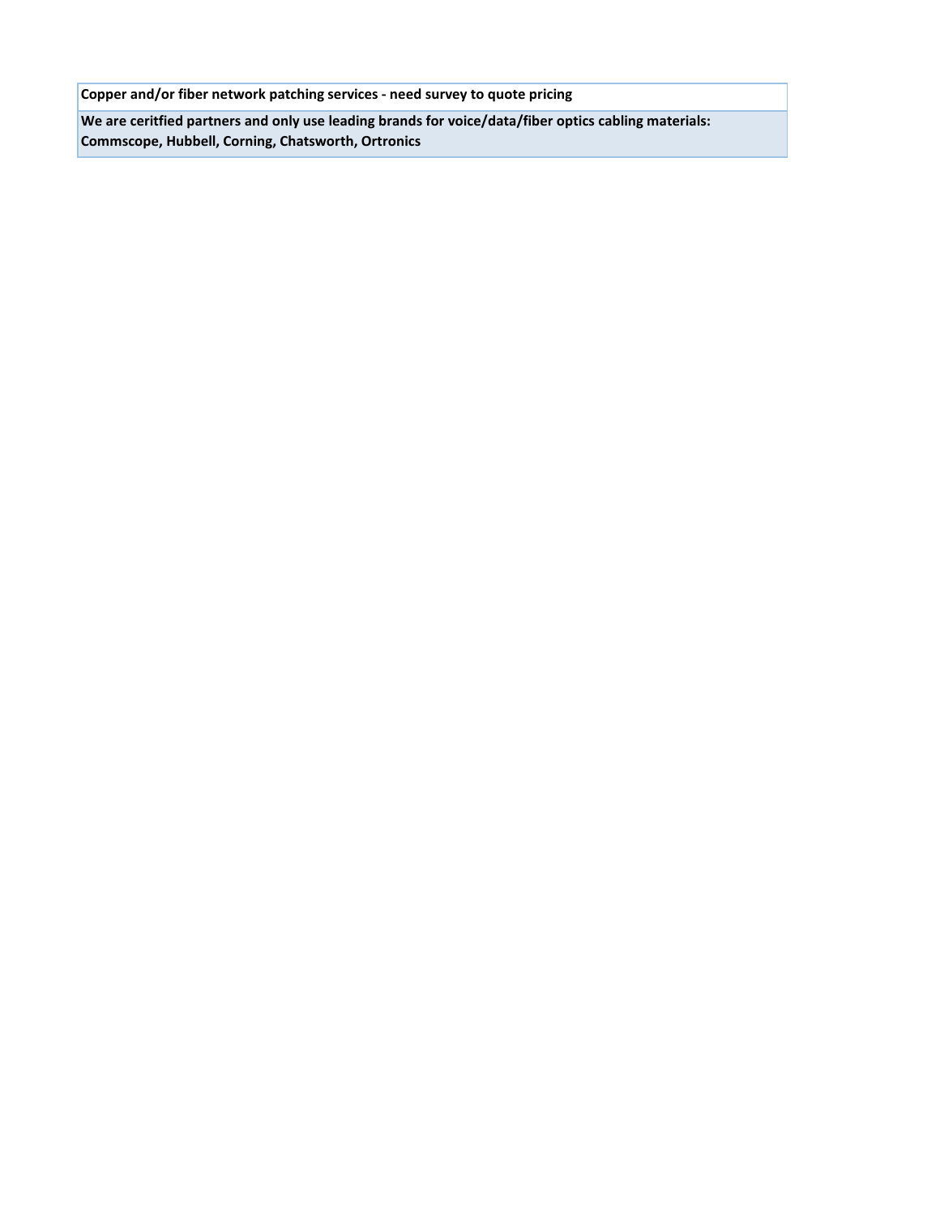| |
|---|
| **Copper and/or fiber network patching services - need survey to quote pricing** |
| **We are ceritfied partners and only use leading brands for voice/data/fiber optics cabling materials: Commscope, Hubbell, Corning, Chatsworth, Ortronics** |